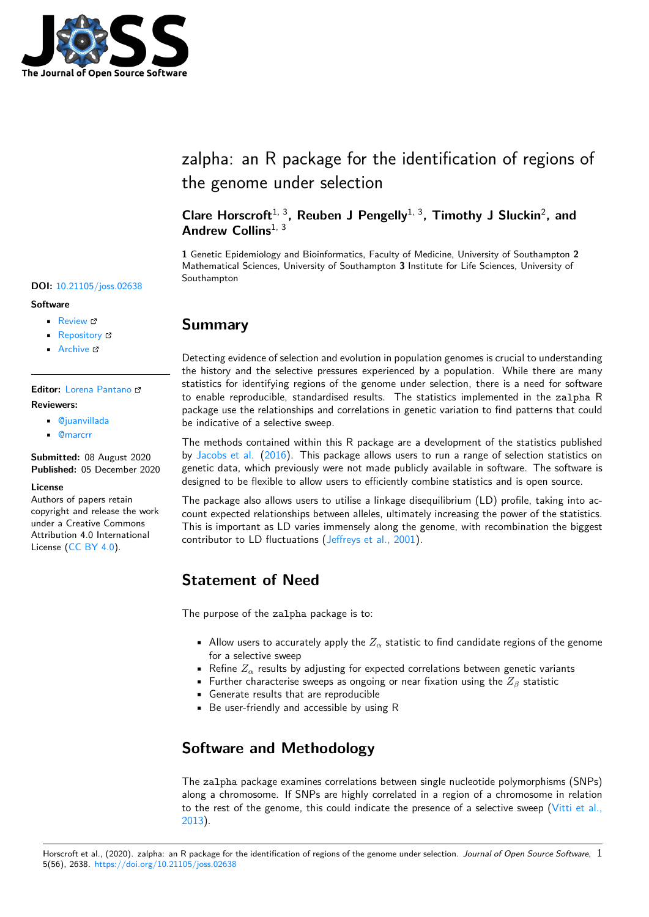# zalpha: an R package for the identification of regions of the genome under selection

**Clare Horscroft**[1, 3], **Reuben J Pengelly**[1, 3], **Timothy J Sluckin**[2], and **Andrew Collins**[1, 3]

**1** Genetic Epidemiology and Bioinformatics, Faculty of Medicine, University of Southampton **2** Mathematical Sciences, University of Southampton **3** Institute for Life Sciences, University of Southampton

**DOI:** 10.21105/joss.02638

**Software**

- Review
- Repository
- Archive

**Editor:** Lorena Pantano

**Reviewers:**

- @juanvillada
- @marcrr

**Submitted:** 08 August 2020
**Published:** 05 December 2020

**License**
Authors of papers retain copyright and release the work under a Creative Commons Attribution 4.0 International License (CC BY 4.0).

## Summary

Detecting evidence of selection and evolution in population genomes is crucial to understanding the history and the selective pressures experienced by a population. While there are many statistics for identifying regions of the genome under selection, there is a need for software to enable reproducible, standardised results. The statistics implemented in the `zalpha` R package use the relationships and correlations in genetic variation to find patterns that could be indicative of a selective sweep.

The methods contained within this R package are a development of the statistics published by Jacobs et al. (2016). This package allows users to run a range of selection statistics on genetic data, which previously were not made publicly available in software. The software is designed to be flexible to allow users to efficiently combine statistics and is open source.

The package also allows users to utilise a linkage disequilibrium (LD) profile, taking into account expected relationships between alleles, ultimately increasing the power of the statistics. This is important as LD varies immensely along the genome, with recombination the biggest contributor to LD fluctuations (Jeffreys et al., 2001).

## Statement of Need

The purpose of the `zalpha` package is to:

- Allow users to accurately apply the $Z_\alpha$ statistic to find candidate regions of the genome for a selective sweep
- Refine $Z_\alpha$ results by adjusting for expected correlations between genetic variants
- Further characterise sweeps as ongoing or near fixation using the $Z_\beta$ statistic
- Generate results that are reproducible
- Be user-friendly and accessible by using R

## Software and Methodology

The `zalpha` package examines correlations between single nucleotide polymorphisms (SNPs) along a chromosome. If SNPs are highly correlated in a region of a chromosome in relation to the rest of the genome, this could indicate the presence of a selective sweep (Vitti et al., 2013).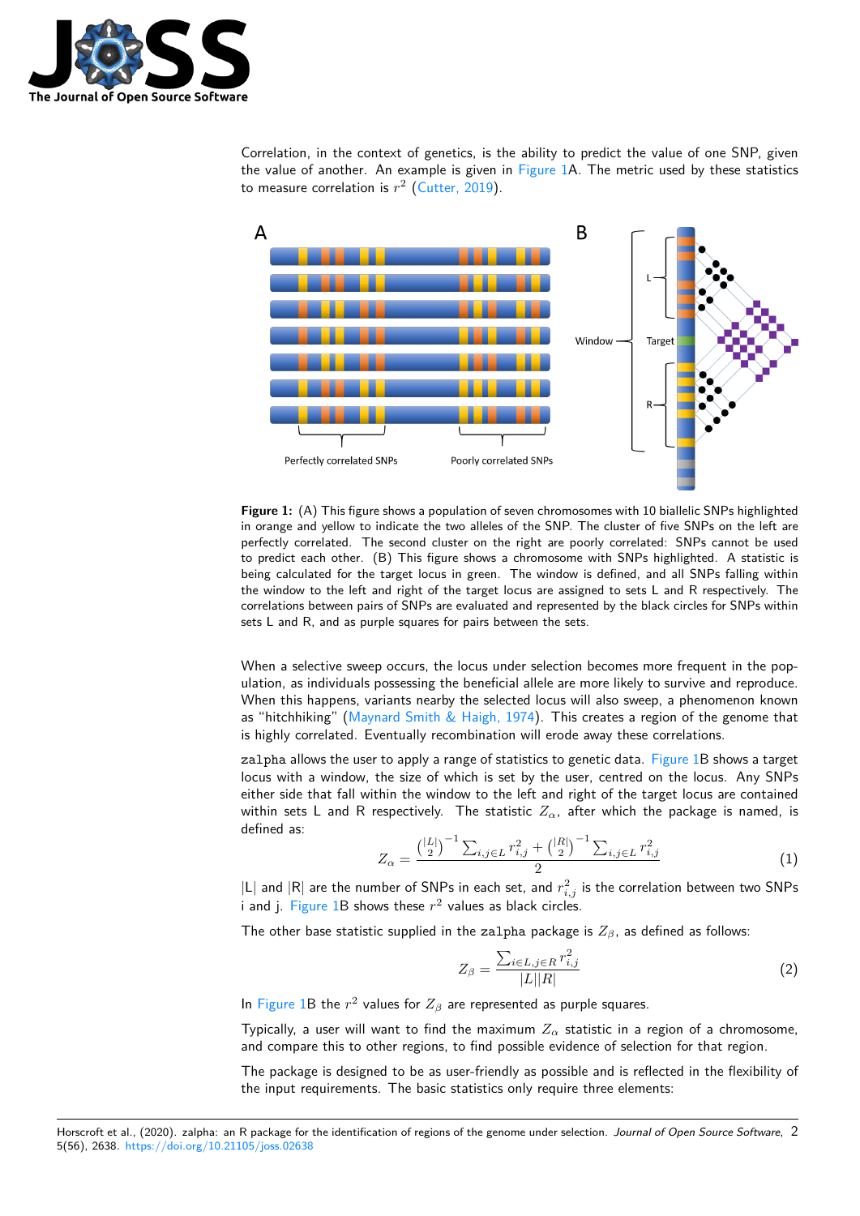Correlation, in the context of genetics, is the ability to predict the value of one SNP, given the value of another. An example is given in Figure 1A. The metric used by these statistics to measure correlation is $r^2$ (Cutter, 2019).

**Figure 1:** (A) This figure shows a population of seven chromosomes with 10 biallelic SNPs highlighted in orange and yellow to indicate the two alleles of the SNP. The cluster of five SNPs on the left are perfectly correlated. The second cluster on the right are poorly correlated: SNPs cannot be used to predict each other. (B) This figure shows a chromosome with SNPs highlighted. A statistic is being calculated for the target locus in green. The window is defined, and all SNPs falling within the window to the left and right of the target locus are assigned to sets L and R respectively. The correlations between pairs of SNPs are evaluated and represented by the black circles for SNPs within sets L and R, and as purple squares for pairs between the sets.

When a selective sweep occurs, the locus under selection becomes more frequent in the population, as individuals possessing the beneficial allele are more likely to survive and reproduce. When this happens, variants nearby the selected locus will also sweep, a phenomenon known as "hitchhiking" (Maynard Smith & Haigh, 1974). This creates a region of the genome that is highly correlated. Eventually recombination will erode away these correlations.

zalpha allows the user to apply a range of statistics to genetic data. Figure 1B shows a target locus with a window, the size of which is set by the user, centred on the locus. Any SNPs either side that fall within the window to the left and right of the target locus are contained within sets L and R respectively. The statistic $Z_\alpha$, after which the package is named, is defined as:

$$Z_\alpha = \frac{\binom{|L|}{2}^{-1} \sum_{i,j \in L} r_{i,j}^2 + \binom{|R|}{2}^{-1} \sum_{i,j \in L} r_{i,j}^2}{2} \tag{1}$$

|L| and |R| are the number of SNPs in each set, and $r_{i,j}^2$ is the correlation between two SNPs i and j. Figure 1B shows these $r^2$ values as black circles.

The other base statistic supplied in the zalpha package is $Z_\beta$, as defined as follows:

$$Z_\beta = \frac{\sum_{i \in L, j \in R} r_{i,j}^2}{|L||R|} \tag{2}$$

In Figure 1B the $r^2$ values for $Z_\beta$ are represented as purple squares.

Typically, a user will want to find the maximum $Z_\alpha$ statistic in a region of a chromosome, and compare this to other regions, to find possible evidence of selection for that region.

The package is designed to be as user-friendly as possible and is reflected in the flexibility of the input requirements. The basic statistics only require three elements: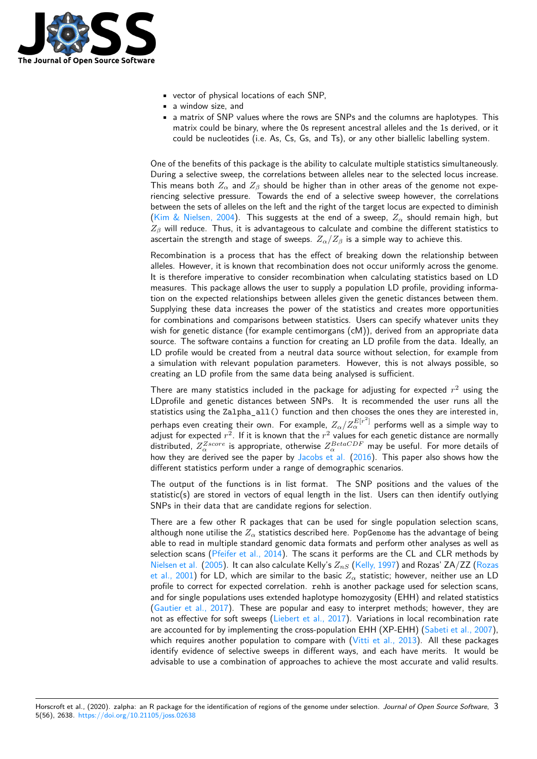- vector of physical locations of each SNP,
- a window size, and
- a matrix of SNP values where the rows are SNPs and the columns are haplotypes. This matrix could be binary, where the 0s represent ancestral alleles and the 1s derived, or it could be nucleotides (i.e. As, Cs, Gs, and Ts), or any other biallelic labelling system.

One of the benefits of this package is the ability to calculate multiple statistics simultaneously. During a selective sweep, the correlations between alleles near to the selected locus increase. This means both $Z_\alpha$ and $Z_\beta$ should be higher than in other areas of the genome not experiencing selective pressure. Towards the end of a selective sweep however, the correlations between the sets of alleles on the left and the right of the target locus are expected to diminish (Kim & Nielsen, 2004). This suggests at the end of a sweep, $Z_\alpha$ should remain high, but $Z_\beta$ will reduce. Thus, it is advantageous to calculate and combine the different statistics to ascertain the strength and stage of sweeps. $Z_\alpha/Z_\beta$ is a simple way to achieve this.

Recombination is a process that has the effect of breaking down the relationship between alleles. However, it is known that recombination does not occur uniformly across the genome. It is therefore imperative to consider recombination when calculating statistics based on LD measures. This package allows the user to supply a population LD profile, providing information on the expected relationships between alleles given the genetic distances between them. Supplying these data increases the power of the statistics and creates more opportunities for combinations and comparisons between statistics. Users can specify whatever units they wish for genetic distance (for example centimorgans (cM)), derived from an appropriate data source. The software contains a function for creating an LD profile from the data. Ideally, an LD profile would be created from a neutral data source without selection, for example from a simulation with relevant population parameters. However, this is not always possible, so creating an LD profile from the same data being analysed is sufficient.

There are many statistics included in the package for adjusting for expected $r^2$ using the LDprofile and genetic distances between SNPs. It is recommended the user runs all the statistics using the `Zalpha_all()` function and then chooses the ones they are interested in, perhaps even creating their own. For example, $Z_\alpha/Z_\alpha^{E[r^2]}$ performs well as a simple way to adjust for expected $r^2$. If it is known that the $r^2$ values for each genetic distance are normally distributed, $Z_\alpha^{Zscore}$ is appropriate, otherwise $Z_\alpha^{BetaCDF}$ may be useful. For more details of how they are derived see the paper by Jacobs et al. (2016). This paper also shows how the different statistics perform under a range of demographic scenarios.

The output of the functions is in list format. The SNP positions and the values of the statistic(s) are stored in vectors of equal length in the list. Users can then identify outlying SNPs in their data that are candidate regions for selection.

There are a few other R packages that can be used for single population selection scans, although none utilise the $Z_\alpha$ statistics described here. `PopGenome` has the advantage of being able to read in multiple standard genomic data formats and perform other analyses as well as selection scans (Pfeifer et al., 2014). The scans it performs are the CL and CLR methods by Nielsen et al. (2005). It can also calculate Kelly's $Z_{nS}$ (Kelly, 1997) and Rozas' ZA/ZZ (Rozas et al., 2001) for LD, which are similar to the basic $Z_\alpha$ statistic; however, neither use an LD profile to correct for expected correlation. `rehh` is another package used for selection scans, and for single populations uses extended haplotype homozygosity (EHH) and related statistics (Gautier et al., 2017). These are popular and easy to interpret methods; however, they are not as effective for soft sweeps (Liebert et al., 2017). Variations in local recombination rate are accounted for by implementing the cross-population EHH (XP-EHH) (Sabeti et al., 2007), which requires another population to compare with (Vitti et al., 2013). All these packages identify evidence of selective sweeps in different ways, and each have merits. It would be advisable to use a combination of approaches to achieve the most accurate and valid results.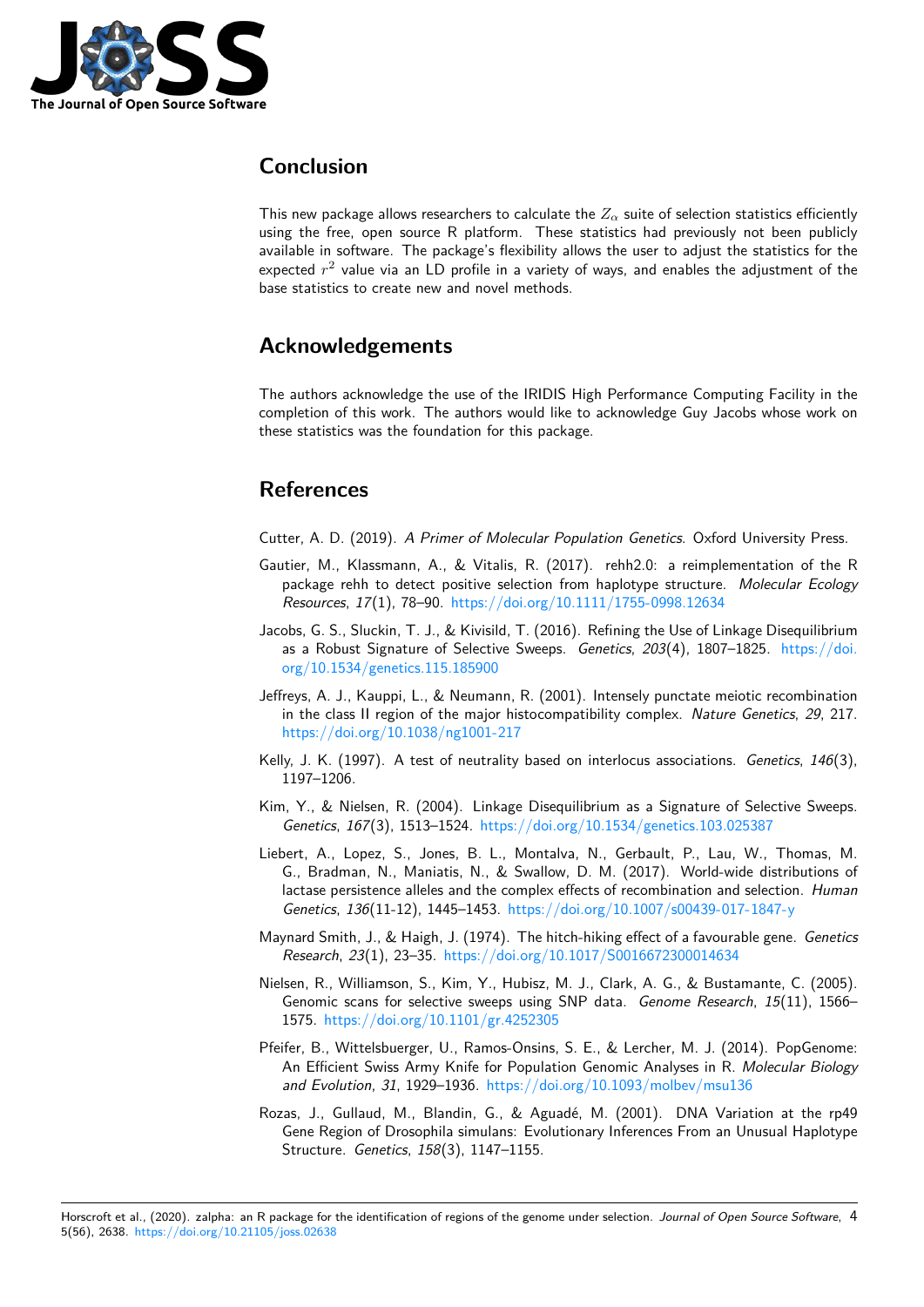## Conclusion

This new package allows researchers to calculate the $Z_\alpha$ suite of selection statistics efficiently using the free, open source R platform. These statistics had previously not been publicly available in software. The package's flexibility allows the user to adjust the statistics for the expected $r^2$ value via an LD profile in a variety of ways, and enables the adjustment of the base statistics to create new and novel methods.

## Acknowledgements

The authors acknowledge the use of the IRIDIS High Performance Computing Facility in the completion of this work. The authors would like to acknowledge Guy Jacobs whose work on these statistics was the foundation for this package.

## References

Cutter, A. D. (2019). *A Primer of Molecular Population Genetics*. Oxford University Press.

Gautier, M., Klassmann, A., & Vitalis, R. (2017). rehh2.0: a reimplementation of the R package rehh to detect positive selection from haplotype structure. *Molecular Ecology Resources*, *17*(1), 78–90. https://doi.org/10.1111/1755-0998.12634

Jacobs, G. S., Sluckin, T. J., & Kivisild, T. (2016). Refining the Use of Linkage Disequilibrium as a Robust Signature of Selective Sweeps. *Genetics*, *203*(4), 1807–1825. https://doi.org/10.1534/genetics.115.185900

Jeffreys, A. J., Kauppi, L., & Neumann, R. (2001). Intensely punctate meiotic recombination in the class II region of the major histocompatibility complex. *Nature Genetics*, *29*, 217. https://doi.org/10.1038/ng1001-217

Kelly, J. K. (1997). A test of neutrality based on interlocus associations. *Genetics*, *146*(3), 1197–1206.

Kim, Y., & Nielsen, R. (2004). Linkage Disequilibrium as a Signature of Selective Sweeps. *Genetics*, *167*(3), 1513–1524. https://doi.org/10.1534/genetics.103.025387

Liebert, A., Lopez, S., Jones, B. L., Montalva, N., Gerbault, P., Lau, W., Thomas, M. G., Bradman, N., Maniatis, N., & Swallow, D. M. (2017). World-wide distributions of lactase persistence alleles and the complex effects of recombination and selection. *Human Genetics*, *136*(11-12), 1445–1453. https://doi.org/10.1007/s00439-017-1847-y

Maynard Smith, J., & Haigh, J. (1974). The hitch-hiking effect of a favourable gene. *Genetics Research*, *23*(1), 23–35. https://doi.org/10.1017/S0016672300014634

Nielsen, R., Williamson, S., Kim, Y., Hubisz, M. J., Clark, A. G., & Bustamante, C. (2005). Genomic scans for selective sweeps using SNP data. *Genome Research*, *15*(11), 1566–1575. https://doi.org/10.1101/gr.4252305

Pfeifer, B., Wittelsbuerger, U., Ramos-Onsins, S. E., & Lercher, M. J. (2014). PopGenome: An Efficient Swiss Army Knife for Population Genomic Analyses in R. *Molecular Biology and Evolution*, *31*, 1929–1936. https://doi.org/10.1093/molbev/msu136

Rozas, J., Gullaud, M., Blandin, G., & Aguadé, M. (2001). DNA Variation at the rp49 Gene Region of Drosophila simulans: Evolutionary Inferences From an Unusual Haplotype Structure. *Genetics*, *158*(3), 1147–1155.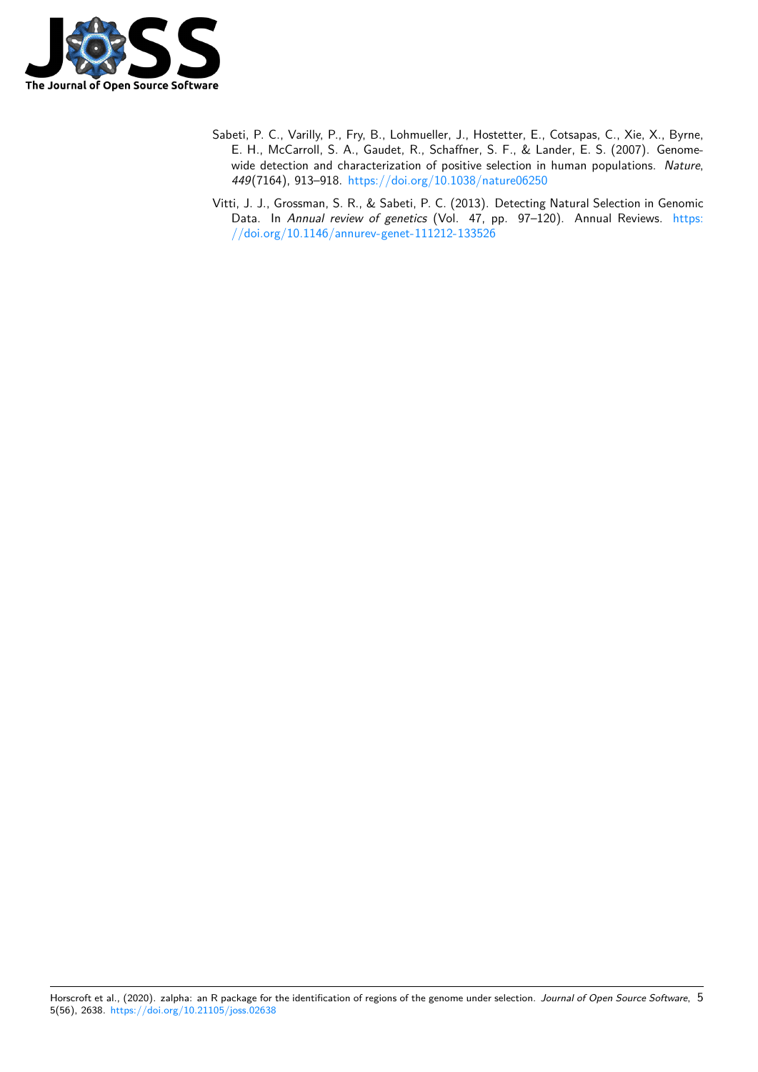Sabeti, P. C., Varilly, P., Fry, B., Lohmueller, J., Hostetter, E., Cotsapas, C., Xie, X., Byrne, E. H., McCarroll, S. A., Gaudet, R., Schaffner, S. F., & Lander, E. S. (2007). Genome-wide detection and characterization of positive selection in human populations. *Nature*, *449*(7164), 913–918. https://doi.org/10.1038/nature06250

Vitti, J. J., Grossman, S. R., & Sabeti, P. C. (2013). Detecting Natural Selection in Genomic Data. In *Annual review of genetics* (Vol. 47, pp. 97–120). Annual Reviews. https://doi.org/10.1146/annurev-genet-111212-133526